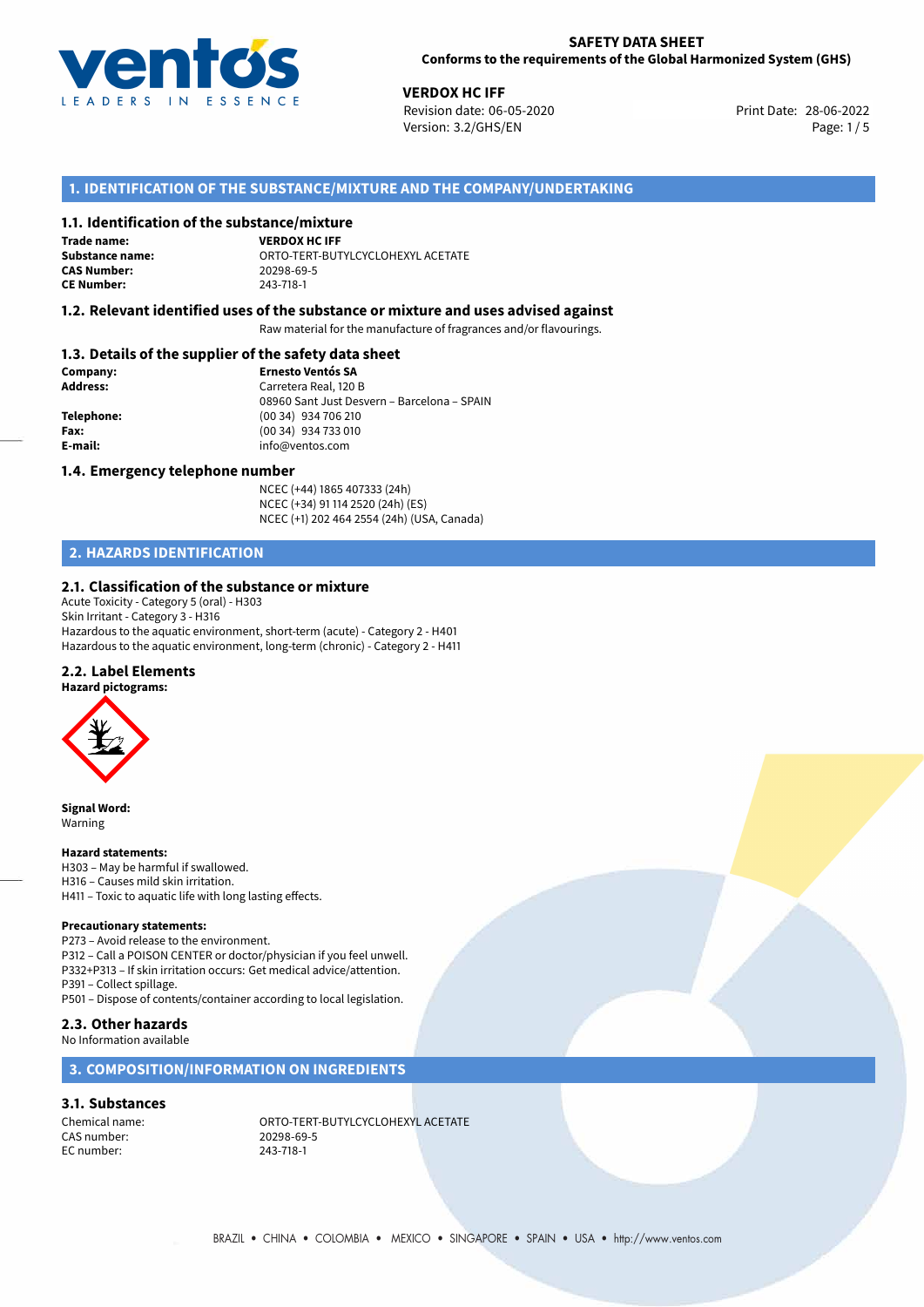**SAFETY DATA SHEET**
**Conforms to the requirements of the Global Harmonized System (GHS)**

**VERDOX HC IFF**
Revision date: 06-05-2020
Version: 3.2/GHS/EN

Print Date: 28-06-2022

## 1. IDENTIFICATION OF THE SUBSTANCE/MIXTURE AND THE COMPANY/UNDERTAKING

### 1.1. Identification of the substance/mixture

**Trade name:** **VERDOX HC IFF**
**Substance name:** ORTO-TERT-BUTYLCYCLOHEXYL ACETATE
**CAS Number:** 20298-69-5
**CE Number:** 243-718-1

### 1.2. Relevant identified uses of the substance or mixture and uses advised against

Raw material for the manufacture of fragrances and/or flavourings.

### 1.3. Details of the supplier of the safety data sheet

**Company:** **Ernesto Ventós SA**
**Address:** Carretera Real, 120 B
08960 Sant Just Desvern – Barcelona – SPAIN
**Telephone:** (00 34) 934 706 210
**Fax:** (00 34) 934 733 010
**E-mail:** info@ventos.com

### 1.4. Emergency telephone number

NCEC (+44) 1865 407333 (24h)
NCEC (+34) 91 114 2520 (24h) (ES)
NCEC (+1) 202 464 2554 (24h) (USA, Canada)

## 2. HAZARDS IDENTIFICATION

### 2.1. Classification of the substance or mixture

Acute Toxicity - Category 5 (oral) - H303
Skin Irritant - Category 3 - H316
Hazardous to the aquatic environment, short-term (acute) - Category 2 - H401
Hazardous to the aquatic environment, long-term (chronic) - Category 2 - H411

### 2.2. Label Elements

**Hazard pictograms:**

**Signal Word:**
Warning

**Hazard statements:**
H303 – May be harmful if swallowed.
H316 – Causes mild skin irritation.
H411 – Toxic to aquatic life with long lasting effects.

**Precautionary statements:**
P273 – Avoid release to the environment.
P312 – Call a POISON CENTER or doctor/physician if you feel unwell.
P332+P313 – If skin irritation occurs: Get medical advice/attention.
P391 – Collect spillage.
P501 – Dispose of contents/container according to local legislation.

### 2.3. Other hazards

No Information available

## 3. COMPOSITION/INFORMATION ON INGREDIENTS

### 3.1. Substances

Chemical name: ORTO-TERT-BUTYLCYCLOHEXYL ACETATE
CAS number: 20298-69-5
EC number: 243-718-1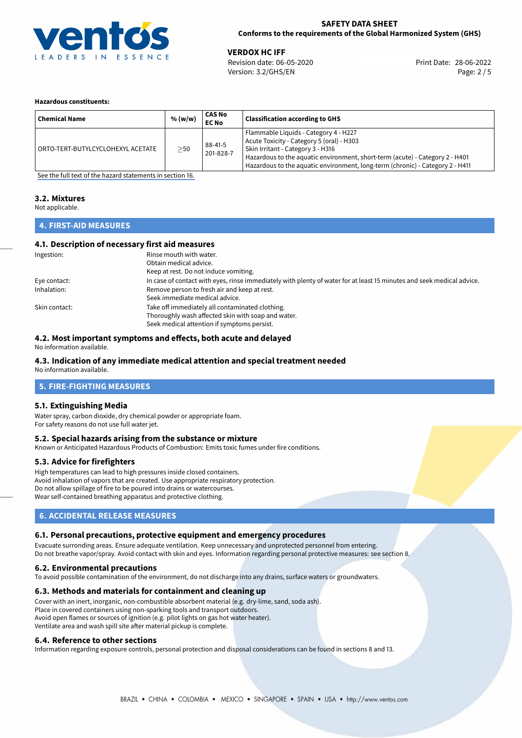**Hazardous constituents:**

| Chemical Name | % (w/w) | CAS No<br>EC No | Classification according to GHS |
|---|---|---|---|
| ORTO-TERT-BUTYLCYCLOHEXYL ACETATE | ≥50 | 88-41-5<br>201-828-7 | Flammable Liquids - Category 4 - H227<br>Acute Toxicity - Category 5 (oral) - H303<br>Skin Irritant - Category 3 - H316<br>Hazardous to the aquatic environment, short-term (acute) - Category 2 - H401<br>Hazardous to the aquatic environment, long-term (chronic) - Category 2 - H411 |

See the full text of the hazard statements in section 16.

### 3.2. Mixtures

Not applicable.

## 4. FIRST-AID MEASURES

### 4.1. Description of necessary first aid measures

Ingestion: Rinse mouth with water.
Obtain medical advice.
Keep at rest. Do not induce vomiting.

Eye contact: In case of contact with eyes, rinse immediately with plenty of water for at least 15 minutes and seek medical advice.

Inhalation: Remove person to fresh air and keep at rest.
Seek immediate medical advice.

Skin contact: Take off immediately all contaminated clothing.
Thoroughly wash affected skin with soap and water.
Seek medical attention if symptoms persist.

### 4.2. Most important symptoms and effects, both acute and delayed

No information available.

### 4.3. Indication of any immediate medical attention and special treatment needed

No information available.

## 5. FIRE-FIGHTING MEASURES

### 5.1. Extinguishing Media

Water spray, carbon dioxide, dry chemical powder or appropriate foam.
For safety reasons do not use full water jet.

### 5.2. Special hazards arising from the substance or mixture

Known or Anticipated Hazardous Products of Combustion: Emits toxic fumes under fire conditions.

### 5.3. Advice for firefighters

High temperatures can lead to high pressures inside closed containers.
Avoid inhalation of vapors that are created. Use appropriate respiratory protection.
Do not allow spillage of fire to be poured into drains or watercourses.
Wear self-contained breathing apparatus and protective clothing.

## 6. ACCIDENTAL RELEASE MEASURES

### 6.1. Personal precautions, protective equipment and emergency procedures

Evacuate surronding areas. Ensure adequate ventilation. Keep unnecessary and unprotected personnel from entering.
Do not breathe vapor/spray. Avoid contact with skin and eyes. Information regarding personal protective measures: see section 8.

### 6.2. Environmental precautions

To avoid possible contamination of the environment, do not discharge into any drains, surface waters or groundwaters.

### 6.3. Methods and materials for containment and cleaning up

Cover with an inert, inorganic, non-combustible absorbent material (e.g. dry-lime, sand, soda ash).
Place in covered containers using non-sparking tools and transport outdoors.
Avoid open flames or sources of ignition (e.g. pilot lights on gas hot water heater).
Ventilate area and wash spill site after material pickup is complete.

### 6.4. Reference to other sections

Information regarding exposure controls, personal protection and disposal considerations can be found in sections 8 and 13.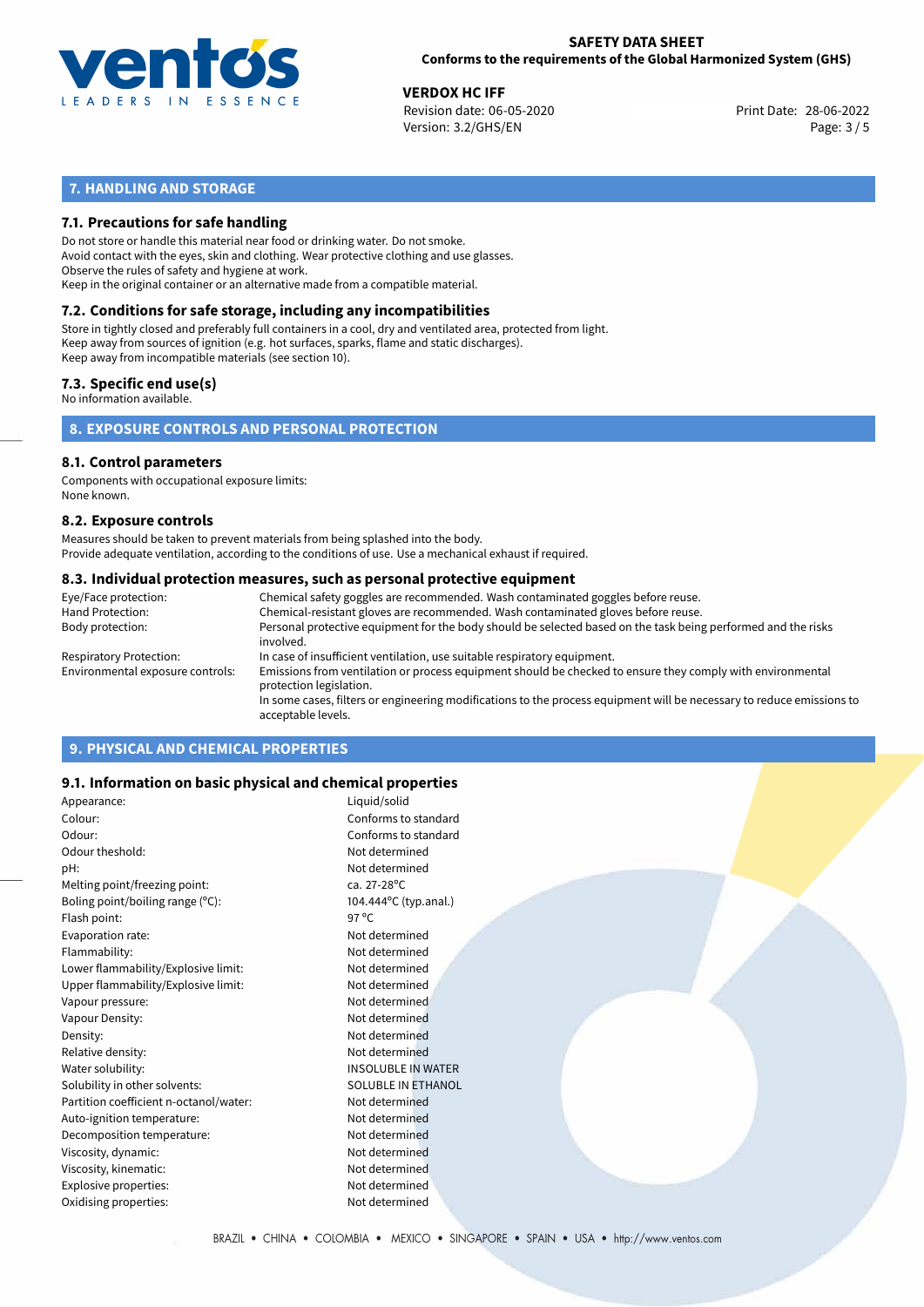## 7. HANDLING AND STORAGE

### 7.1. Precautions for safe handling

Do not store or handle this material near food or drinking water. Do not smoke.
Avoid contact with the eyes, skin and clothing. Wear protective clothing and use glasses.
Observe the rules of safety and hygiene at work.
Keep in the original container or an alternative made from a compatible material.

### 7.2. Conditions for safe storage, including any incompatibilities

Store in tightly closed and preferably full containers in a cool, dry and ventilated area, protected from light.
Keep away from sources of ignition (e.g. hot surfaces, sparks, flame and static discharges).
Keep away from incompatible materials (see section 10).

### 7.3. Specific end use(s)

No information available.

## 8. EXPOSURE CONTROLS AND PERSONAL PROTECTION

### 8.1. Control parameters

Components with occupational exposure limits:
None known.

### 8.2. Exposure controls

Measures should be taken to prevent materials from being splashed into the body.
Provide adequate ventilation, according to the conditions of use. Use a mechanical exhaust if required.

### 8.3. Individual protection measures, such as personal protective equipment

| | |
|---|---|
| Eye/Face protection: | Chemical safety goggles are recommended. Wash contaminated goggles before reuse. |
| Hand Protection: | Chemical-resistant gloves are recommended. Wash contaminated gloves before reuse. |
| Body protection: | Personal protective equipment for the body should be selected based on the task being performed and the risks involved. |
| Respiratory Protection: | In case of insufficient ventilation, use suitable respiratory equipment. |
| Environmental exposure controls: | Emissions from ventilation or process equipment should be checked to ensure they comply with environmental protection legislation. In some cases, filters or engineering modifications to the process equipment will be necessary to reduce emissions to acceptable levels. |

## 9. PHYSICAL AND CHEMICAL PROPERTIES

### 9.1. Information on basic physical and chemical properties

| | |
|---|---|
| Appearance: | Liquid/solid |
| Colour: | Conforms to standard |
| Odour: | Conforms to standard |
| Odour theshold: | Not determined |
| pH: | Not determined |
| Melting point/freezing point: | ca. 27-28°C |
| Boling point/boiling range (°C): | 104.444°C (typ.anal.) |
| Flash point: | 97 °C |
| Evaporation rate: | Not determined |
| Flammability: | Not determined |
| Lower flammability/Explosive limit: | Not determined |
| Upper flammability/Explosive limit: | Not determined |
| Vapour pressure: | Not determined |
| Vapour Density: | Not determined |
| Density: | Not determined |
| Relative density: | Not determined |
| Water solubility: | INSOLUBLE IN WATER |
| Solubility in other solvents: | SOLUBLE IN ETHANOL |
| Partition coefficient n-octanol/water: | Not determined |
| Auto-ignition temperature: | Not determined |
| Decomposition temperature: | Not determined |
| Viscosity, dynamic: | Not determined |
| Viscosity, kinematic: | Not determined |
| Explosive properties: | Not determined |
| Oxidising properties: | Not determined |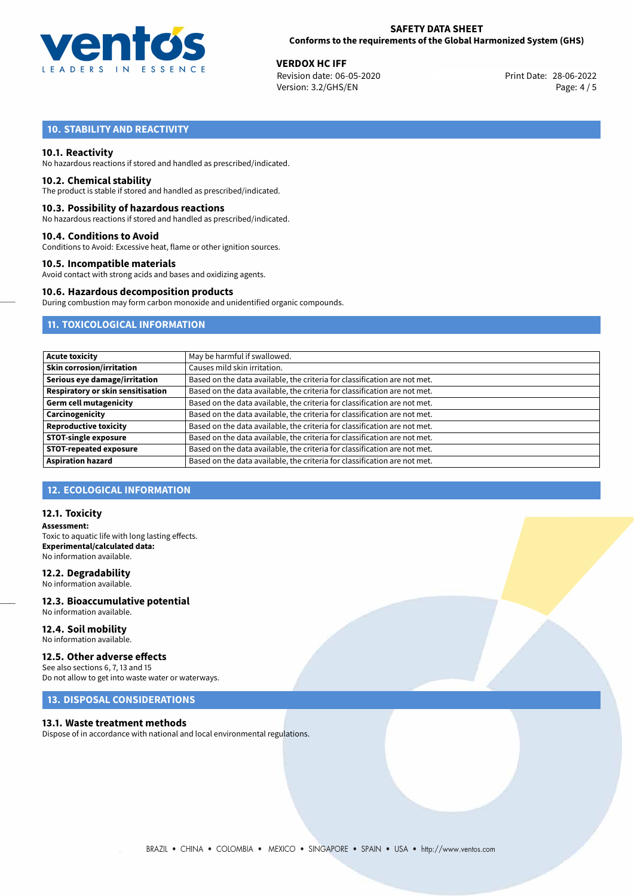## 10. STABILITY AND REACTIVITY

### 10.1. Reactivity

No hazardous reactions if stored and handled as prescribed/indicated.

### 10.2. Chemical stability

The product is stable if stored and handled as prescribed/indicated.

### 10.3. Possibility of hazardous reactions

No hazardous reactions if stored and handled as prescribed/indicated.

### 10.4. Conditions to Avoid

Conditions to Avoid: Excessive heat, flame or other ignition sources.

### 10.5. Incompatible materials

Avoid contact with strong acids and bases and oxidizing agents.

### 10.6. Hazardous decomposition products

During combustion may form carbon monoxide and unidentified organic compounds.

## 11. TOXICOLOGICAL INFORMATION

| | |
|---|---|
| **Acute toxicity** | May be harmful if swallowed. |
| **Skin corrosion/irritation** | Causes mild skin irritation. |
| **Serious eye damage/irritation** | Based on the data available, the criteria for classification are not met. |
| **Respiratory or skin sensitisation** | Based on the data available, the criteria for classification are not met. |
| **Germ cell mutagenicity** | Based on the data available, the criteria for classification are not met. |
| **Carcinogenicity** | Based on the data available, the criteria for classification are not met. |
| **Reproductive toxicity** | Based on the data available, the criteria for classification are not met. |
| **STOT-single exposure** | Based on the data available, the criteria for classification are not met. |
| **STOT-repeated exposure** | Based on the data available, the criteria for classification are not met. |
| **Aspiration hazard** | Based on the data available, the criteria for classification are not met. |

## 12. ECOLOGICAL INFORMATION

### 12.1. Toxicity

**Assessment:**
Toxic to aquatic life with long lasting effects.
**Experimental/calculated data:**
No information available.

### 12.2. Degradability

No information available.

### 12.3. Bioaccumulative potential

No information available.

### 12.4. Soil mobility

No information available.

### 12.5. Other adverse effects

See also sections 6, 7, 13 and 15
Do not allow to get into waste water or waterways.

## 13. DISPOSAL CONSIDERATIONS

### 13.1. Waste treatment methods

Dispose of in accordance with national and local environmental regulations.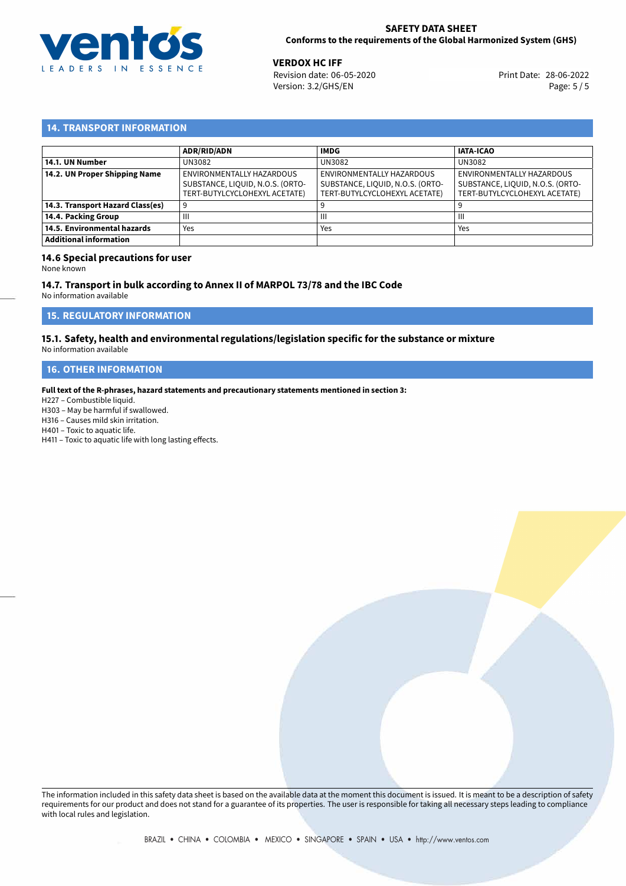## 14. TRANSPORT INFORMATION

| | ADR/RID/ADN | IMDG | IATA-ICAO |
|---|---|---|---|
| **14.1. UN Number** | UN3082 | UN3082 | UN3082 |
| **14.2. UN Proper Shipping Name** | ENVIRONMENTALLY HAZARDOUS SUBSTANCE, LIQUID, N.O.S. (ORTO-TERT-BUTYLCYCLOHEXYL ACETATE) | ENVIRONMENTALLY HAZARDOUS SUBSTANCE, LIQUID, N.O.S. (ORTO-TERT-BUTYLCYCLOHEXYL ACETATE) | ENVIRONMENTALLY HAZARDOUS SUBSTANCE, LIQUID, N.O.S. (ORTO-TERT-BUTYLCYCLOHEXYL ACETATE) |
| **14.3. Transport Hazard Class(es)** | 9 | 9 | 9 |
| **14.4. Packing Group** | III | III | III |
| **14.5. Environmental hazards** | Yes | Yes | Yes |
| **Additional information** | | | |

### 14.6 Special precautions for user

None known

### 14.7. Transport in bulk according to Annex II of MARPOL 73/78 and the IBC Code

No information available

## 15. REGULATORY INFORMATION

### 15.1. Safety, health and environmental regulations/legislation specific for the substance or mixture

No information available

## 16. OTHER INFORMATION

**Full text of the R-phrases, hazard statements and precautionary statements mentioned in section 3:**

H227 – Combustible liquid.
H303 – May be harmful if swallowed.
H316 – Causes mild skin irritation.
H401 – Toxic to aquatic life.
H411 – Toxic to aquatic life with long lasting effects.

The information included in this safety data sheet is based on the available data at the moment this document is issued. It is meant to be a description of safety requirements for our product and does not stand for a guarantee of its properties. The user is responsible for taking all necessary steps leading to compliance with local rules and legislation.